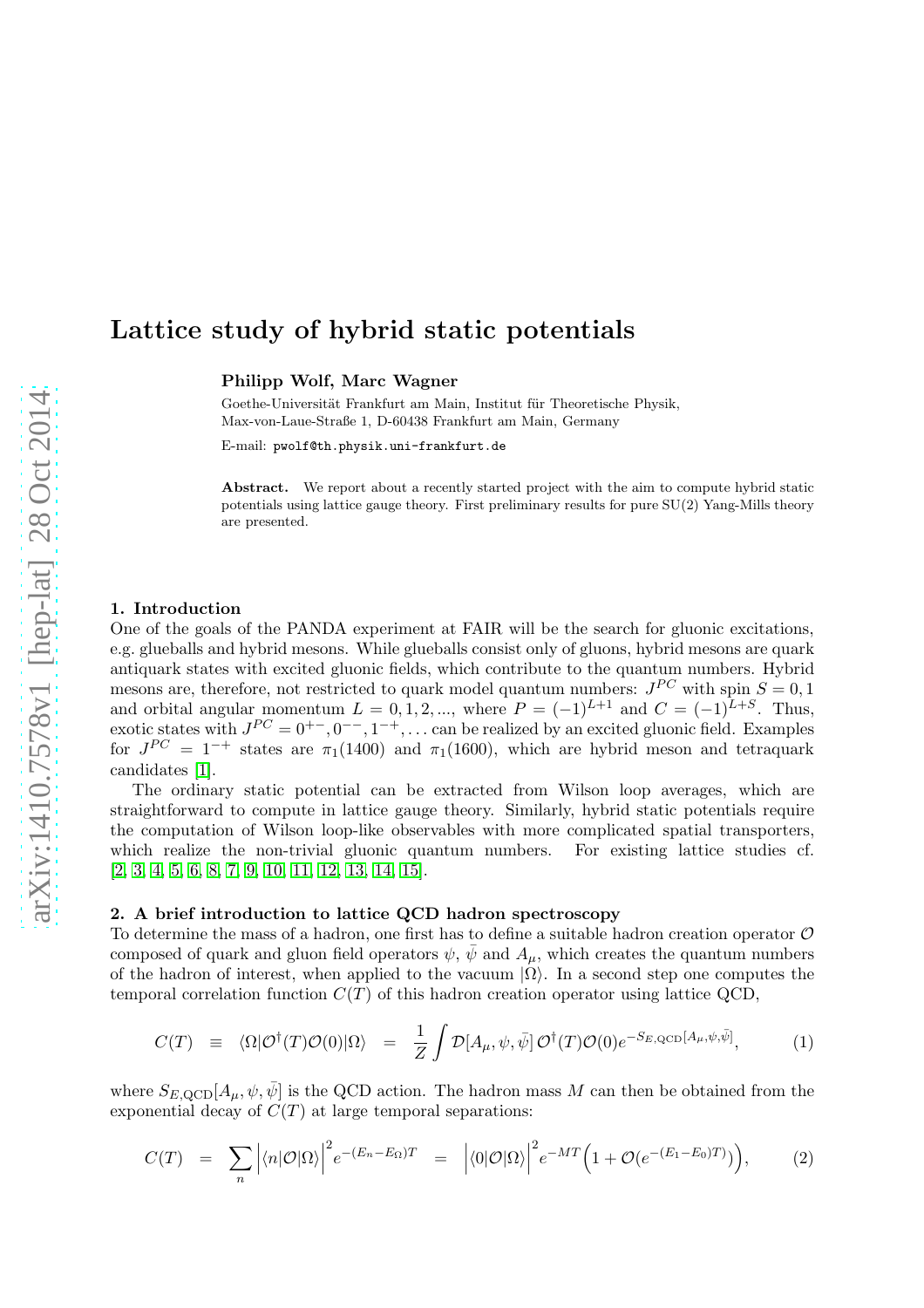# Lattice study of hybrid static potentials

**Philipp Wolf, Marc Wagner**

Goethe-Universität Frankfurt am Main, Institut für Theoretische Physik, Max-von-Laue-Straße 1, D-60438 Frankfurt am Main, Germany

E-mail: pwolf@th.physik.uni-frankfurt.de

**Abstract.** We report about a recently started project with the aim to compute hybrid static potentials using lattice gauge theory. First preliminary results for pure SU(2) Yang-Mills theory are presented.

## 1. Introduction

One of the goals of the PANDA experiment at FAIR will be the search for gluonic excitations, e.g. glueballs and hybrid mesons. While glueballs consist only of gluons, hybrid mesons are quark antiquark states with excited gluonic fields, which contribute to the quantum numbers. Hybrid mesons are, therefore, not restricted to quark model quantum numbers: $J^{PC}$ with spin $S = 0, 1$ and orbital angular momentum $L = 0, 1, 2, ...$, where $P = (-1)^{L+1}$ and $C = (-1)^{L+S}$. Thus, exotic states with $J^{PC} = 0^{+-}, 0^{--}, 1^{-+}, \ldots$ can be realized by an excited gluonic field. Examples for $J^{PC} = 1^{-+}$ states are $\pi_1(1400)$ and $\pi_1(1600)$, which are hybrid meson and tetraquark candidates [1].

The ordinary static potential can be extracted from Wilson loop averages, which are straightforward to compute in lattice gauge theory. Similarly, hybrid static potentials require the computation of Wilson loop-like observables with more complicated spatial transporters, which realize the non-trivial gluonic quantum numbers. For existing lattice studies cf. [2, 3, 4, 5, 6, 8, 7, 9, 10, 11, 12, 13, 14, 15].

## 2. A brief introduction to lattice QCD hadron spectroscopy

To determine the mass of a hadron, one first has to define a suitable hadron creation operator $\mathcal{O}$ composed of quark and gluon field operators $\psi$, $\bar{\psi}$ and $A_\mu$, which creates the quantum numbers of the hadron of interest, when applied to the vacuum $|\Omega\rangle$. In a second step one computes the temporal correlation function $C(T)$ of this hadron creation operator using lattice QCD,

$$C(T) \equiv \langle\Omega|\mathcal{O}^\dagger(T)\mathcal{O}(0)|\Omega\rangle = \frac{1}{Z}\int \mathcal{D}[A_\mu, \psi, \bar{\psi}]\, \mathcal{O}^\dagger(T)\mathcal{O}(0)e^{-S_{E,\mathrm{QCD}}[A_\mu,\psi,\bar{\psi}]}, \tag{1}$$

where $S_{E,\mathrm{QCD}}[A_\mu, \psi, \bar{\psi}]$ is the QCD action. The hadron mass $M$ can then be obtained from the exponential decay of $C(T)$ at large temporal separations:

$$C(T) = \sum_n \left|\langle n|\mathcal{O}|\Omega\rangle\right|^2 e^{-(E_n - E_\Omega)T} = \left|\langle 0|\mathcal{O}|\Omega\rangle\right|^2 e^{-MT}\Big(1 + \mathcal{O}(e^{-(E_1-E_0)T})\Big), \tag{2}$$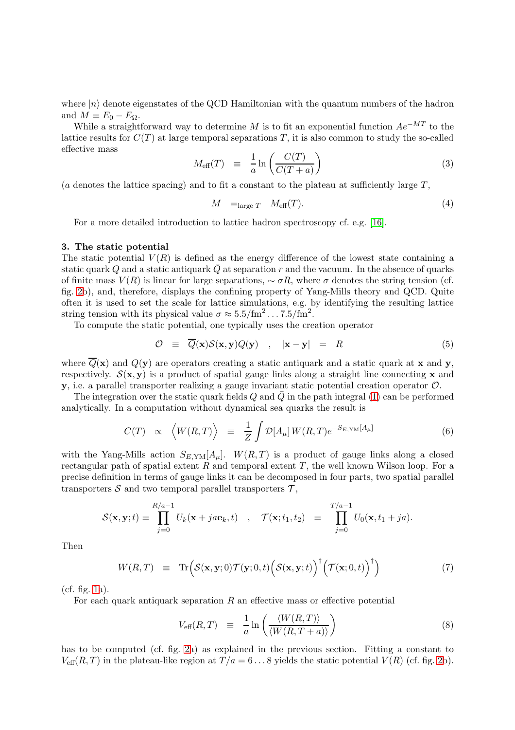where $|n\rangle$ denote eigenstates of the QCD Hamiltonian with the quantum numbers of the hadron and $M \equiv E_0 - E_\Omega$.

While a straightforward way to determine $M$ is to fit an exponential function $Ae^{-MT}$ to the lattice results for $C(T)$ at large temporal separations $T$, it is also common to study the so-called effective mass

$$M_{\text{eff}}(T) \quad \equiv \quad \frac{1}{a} \ln\left(\frac{C(T)}{C(T+a)}\right) \tag{3}$$

($a$ denotes the lattice spacing) and to fit a constant to the plateau at sufficiently large $T$,

$$M \quad =_{\text{large } T} \quad M_{\text{eff}}(T). \tag{4}$$

For a more detailed introduction to lattice hadron spectroscopy cf. e.g. [16].

### 3. The static potential

The static potential $V(R)$ is defined as the energy difference of the lowest state containing a static quark $Q$ and a static antiquark $\bar{Q}$ at separation $r$ and the vacuum. In the absence of quarks of finite mass $V(R)$ is linear for large separations, $\sim \sigma R$, where $\sigma$ denotes the string tension (cf. fig. 2b), and, therefore, displays the confining property of Yang-Mills theory and QCD. Quite often it is used to set the scale for lattice simulations, e.g. by identifying the resulting lattice string tension with its physical value $\sigma \approx 5.5/\text{fm}^2 \ldots 7.5/\text{fm}^2$.

To compute the static potential, one typically uses the creation operator

$$\mathcal{O} \quad \equiv \quad \overline{Q}(\mathbf{x})\mathcal{S}(\mathbf{x},\mathbf{y})Q(\mathbf{y}) \quad , \quad |\mathbf{x}-\mathbf{y}| \quad = \quad R \tag{5}$$

where $\overline{Q}(\mathbf{x})$ and $Q(\mathbf{y})$ are operators creating a static antiquark and a static quark at $\mathbf{x}$ and $\mathbf{y}$, respectively. $\mathcal{S}(\mathbf{x},\mathbf{y})$ is a product of spatial gauge links along a straight line connecting $\mathbf{x}$ and $\mathbf{y}$, i.e. a parallel transporter realizing a gauge invariant static potential creation operator $\mathcal{O}$.

The integration over the static quark fields $Q$ and $\bar{Q}$ in the path integral (1) can be performed analytically. In a computation without dynamical sea quarks the result is

$$C(T) \quad \propto \quad \Big\langle W(R,T) \Big\rangle \quad \equiv \quad \frac{1}{Z} \int \mathcal{D}[A_\mu] \, W(R,T) e^{-S_{E,\text{YM}}[A_\mu]} \tag{6}$$

with the Yang-Mills action $S_{E,\text{YM}}[A_\mu]$. $W(R,T)$ is a product of gauge links along a closed rectangular path of spatial extent $R$ and temporal extent $T$, the well known Wilson loop. For a precise definition in terms of gauge links it can be decomposed in four parts, two spatial parallel transporters $\mathcal{S}$ and two temporal parallel transporters $\mathcal{T}$,

$$\mathcal{S}(\mathbf{x},\mathbf{y};t) \equiv \prod_{j=0}^{R/a-1} U_k(\mathbf{x}+ja\mathbf{e}_k,t) \quad , \quad \mathcal{T}(\mathbf{x};t_1,t_2) \quad \equiv \quad \prod_{j=0}^{T/a-1} U_0(\mathbf{x},t_1+ja).$$

Then

$$W(R,T) \quad \equiv \quad \text{Tr}\Big(\mathcal{S}(\mathbf{x},\mathbf{y};0)\mathcal{T}(\mathbf{y};0,t)\Big(\mathcal{S}(\mathbf{x},\mathbf{y};t)\Big)^\dagger\Big(\mathcal{T}(\mathbf{x};0,t)\Big)^\dagger\Big) \tag{7}$$

(cf. fig. 1a).

For each quark antiquark separation $R$ an effective mass or effective potential

$$V_{\text{eff}}(R,T) \quad \equiv \quad \frac{1}{a} \ln\left(\frac{\langle W(R,T)\rangle}{\langle W(R,T+a)\rangle}\right) \tag{8}$$

has to be computed (cf. fig. 2a) as explained in the previous section. Fitting a constant to $V_{\text{eff}}(R,T)$ in the plateau-like region at $T/a = 6 \ldots 8$ yields the static potential $V(R)$ (cf. fig. 2b).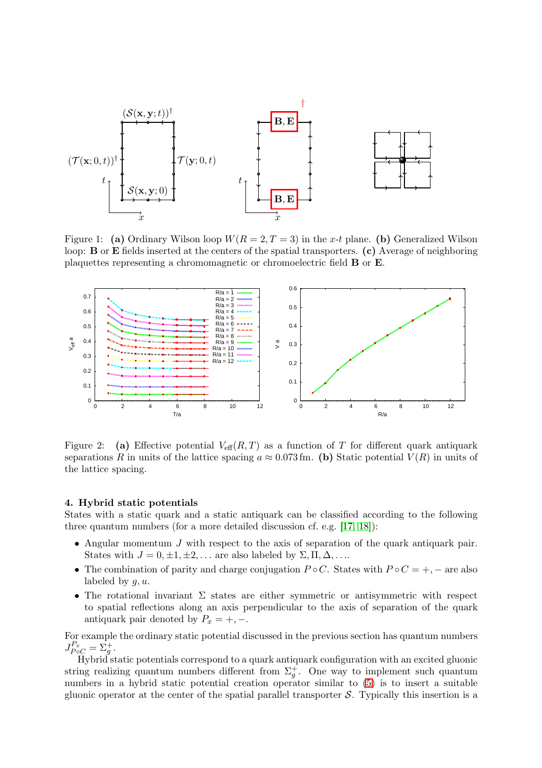Figure 1: **(a)** Ordinary Wilson loop $W(R = 2, T = 3)$ in the $x$-$t$ plane. **(b)** Generalized Wilson loop: $\mathbf{B}$ or $\mathbf{E}$ fields inserted at the centers of the spatial transporters. **(c)** Average of neighboring plaquettes representing a chromomagnetic or chromoelectric field $\mathbf{B}$ or $\mathbf{E}$.

Figure 2: **(a)** Effective potential $V_{\text{eff}}(R, T)$ as a function of $T$ for different quark antiquark separations $R$ in units of the lattice spacing $a \approx 0.073\,\text{fm}$. **(b)** Static potential $V(R)$ in units of the lattice spacing.

### 4. Hybrid static potentials

States with a static quark and a static antiquark can be classified according to the following three quantum numbers (for a more detailed discussion cf. e.g. [17, 18]):

- Angular momentum $J$ with respect to the axis of separation of the quark antiquark pair. States with $J = 0, \pm 1, \pm 2, \ldots$ are also labeled by $\Sigma, \Pi, \Delta, \ldots$.
- The combination of parity and charge conjugation $P \circ C$. States with $P \circ C = +, -$ are also labeled by $g, u$.
- The rotational invariant $\Sigma$ states are either symmetric or antisymmetric with respect to spatial reflections along an axis perpendicular to the axis of separation of the quark antiquark pair denoted by $P_x = +, -$.

For example the ordinary static potential discussed in the previous section has quantum numbers $J^{P_x}_{P \circ C} = \Sigma^+_g$.

Hybrid static potentials correspond to a quark antiquark configuration with an excited gluonic string realizing quantum numbers different from $\Sigma^+_g$. One way to implement such quantum numbers in a hybrid static potential creation operator similar to (5) is to insert a suitable gluonic operator at the center of the spatial parallel transporter $\mathcal{S}$. Typically this insertion is a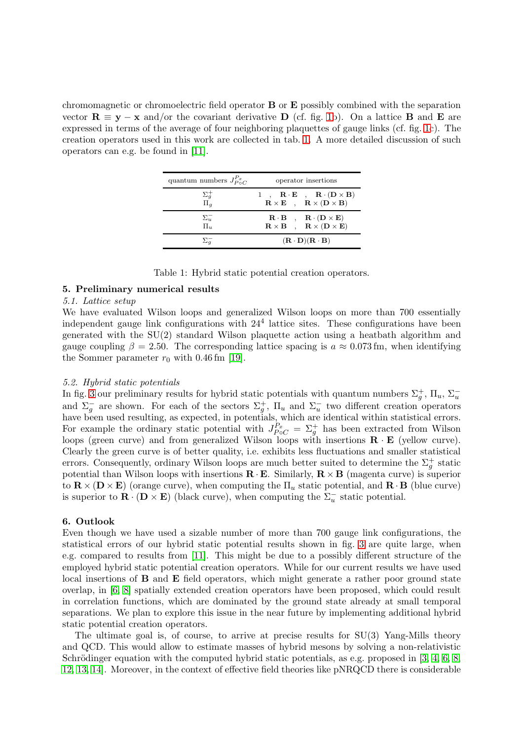chromomagnetic or chromoelectric field operator $\mathbf{B}$ or $\mathbf{E}$ possibly combined with the separation vector $\mathbf{R} \equiv \mathbf{y} - \mathbf{x}$ and/or the covariant derivative $\mathbf{D}$ (cf. fig. 1b). On a lattice $\mathbf{B}$ and $\mathbf{E}$ are expressed in terms of the average of four neighboring plaquettes of gauge links (cf. fig. 1c). The creation operators used in this work are collected in tab. 1. A more detailed discussion of such operators can e.g. be found in [11].

| quantum numbers $J^{P_x}_{P \circ C}$ | operator insertions |
|---|---|
| $\Sigma_g^+$ | $1$ , $\mathbf{R} \cdot \mathbf{E}$ , $\mathbf{R} \cdot (\mathbf{D} \times \mathbf{B})$ |
| $\Pi_g$ | $\mathbf{R} \times \mathbf{E}$ , $\mathbf{R} \times (\mathbf{D} \times \mathbf{B})$ |
| $\Sigma_u^-$ | $\mathbf{R} \cdot \mathbf{B}$ , $\mathbf{R} \cdot (\mathbf{D} \times \mathbf{E})$ |
| $\Pi_u$ | $\mathbf{R} \times \mathbf{B}$ , $\mathbf{R} \times (\mathbf{D} \times \mathbf{E})$ |
| $\Sigma_g^-$ | $(\mathbf{R} \cdot \mathbf{D})(\mathbf{R} \cdot \mathbf{B})$ |

Table 1: Hybrid static potential creation operators.

## 5. Preliminary numerical results

### *5.1. Lattice setup*

We have evaluated Wilson loops and generalized Wilson loops on more than 700 essentially independent gauge link configurations with $24^4$ lattice sites. These configurations have been generated with the SU(2) standard Wilson plaquette action using a heatbath algorithm and gauge coupling $\beta = 2.50$. The corresponding lattice spacing is $a \approx 0.073\,\text{fm}$, when identifying the Sommer parameter $r_0$ with $0.46\,\text{fm}$ [19].

### *5.2. Hybrid static potentials*

In fig. 3 our preliminary results for hybrid static potentials with quantum numbers $\Sigma_g^+$, $\Pi_u$, $\Sigma_u^-$ and $\Sigma_g^-$ are shown. For each of the sectors $\Sigma_g^+$, $\Pi_u$ and $\Sigma_u^-$ two different creation operators have been used resulting, as expected, in potentials, which are identical within statistical errors. For example the ordinary static potential with $J^{P_x}_{P \circ C} = \Sigma_g^+$ has been extracted from Wilson loops (green curve) and from generalized Wilson loops with insertions $\mathbf{R} \cdot \mathbf{E}$ (yellow curve). Clearly the green curve is of better quality, i.e. exhibits less fluctuations and smaller statistical errors. Consequently, ordinary Wilson loops are much better suited to determine the $\Sigma_g^+$ static potential than Wilson loops with insertions $\mathbf{R} \cdot \mathbf{E}$. Similarly, $\mathbf{R} \times \mathbf{B}$ (magenta curve) is superior to $\mathbf{R} \times (\mathbf{D} \times \mathbf{E})$ (orange curve), when computing the $\Pi_u$ static potential, and $\mathbf{R} \cdot \mathbf{B}$ (blue curve) is superior to $\mathbf{R} \cdot (\mathbf{D} \times \mathbf{E})$ (black curve), when computing the $\Sigma_u^-$ static potential.

## 6. Outlook

Even though we have used a sizable number of more than 700 gauge link configurations, the statistical errors of our hybrid static potential results shown in fig. 3 are quite large, when e.g. compared to results from [11]. This might be due to a possibly different structure of the employed hybrid static potential creation operators. While for our current results we have used local insertions of $\mathbf{B}$ and $\mathbf{E}$ field operators, which might generate a rather poor ground state overlap, in [6, 8] spatially extended creation operators have been proposed, which could result in correlation functions, which are dominated by the ground state already at small temporal separations. We plan to explore this issue in the near future by implementing additional hybrid static potential creation operators.

The ultimate goal is, of course, to arrive at precise results for SU(3) Yang-Mills theory and QCD. This would allow to estimate masses of hybrid mesons by solving a non-relativistic Schrödinger equation with the computed hybrid static potentials, as e.g. proposed in [3, 4, 6, 8, 12, 13, 14]. Moreover, in the context of effective field theories like pNRQCD there is considerable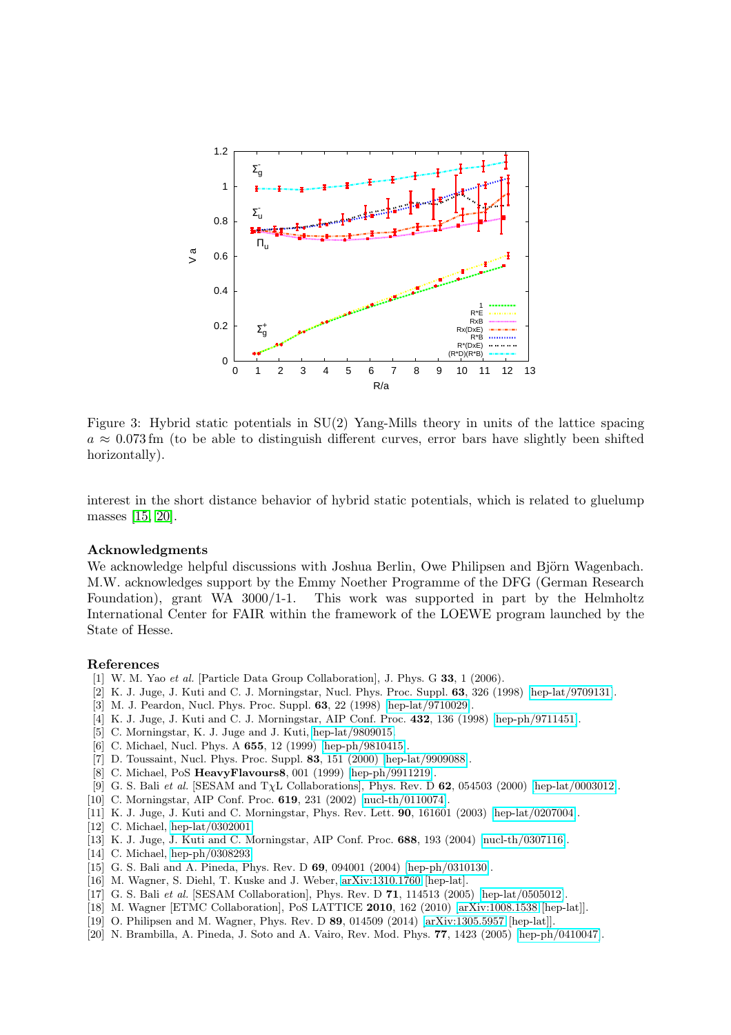1.2

1

0.8

0.6

0.4

0.2

0

V a

0 1 2 3 4 5 6 7 8 9 10 11 12 13

R/a

$\Sigma_g^-$

$\Sigma_u^-$

$\Pi_u$

$\Sigma_g^+$

1
R*E
RxB
Rx(DxE)
R*B
R*(DxE)
(R*D)(R*B)

Figure 3: Hybrid static potentials in SU(2) Yang-Mills theory in units of the lattice spacing $a \approx 0.073\,\text{fm}$ (to be able to distinguish different curves, error bars have slightly been shifted horizontally).

interest in the short distance behavior of hybrid static potentials, which is related to gluelump masses [15, 20].

## Acknowledgments

We acknowledge helpful discussions with Joshua Berlin, Owe Philipsen and Björn Wagenbach. M.W. acknowledges support by the Emmy Noether Programme of the DFG (German Research Foundation), grant WA 3000/1-1. This work was supported in part by the Helmholtz International Center for FAIR within the framework of the LOEWE program launched by the State of Hesse.

## References

[1] W. M. Yao *et al.* [Particle Data Group Collaboration], J. Phys. G **33**, 1 (2006).

[2] K. J. Juge, J. Kuti and C. J. Morningstar, Nucl. Phys. Proc. Suppl. **63**, 326 (1998) [hep-lat/9709131].

[3] M. J. Peardon, Nucl. Phys. Proc. Suppl. **63**, 22 (1998) [hep-lat/9710029].

[4] K. J. Juge, J. Kuti and C. J. Morningstar, AIP Conf. Proc. **432**, 136 (1998) [hep-ph/9711451].

[5] C. Morningstar, K. J. Juge and J. Kuti, hep-lat/9809015.

[6] C. Michael, Nucl. Phys. A **655**, 12 (1999) [hep-ph/9810415].

[7] D. Toussaint, Nucl. Phys. Proc. Suppl. **83**, 151 (2000) [hep-lat/9909088].

[8] C. Michael, PoS **HeavyFlavours8**, 001 (1999) [hep-ph/9911219].

[9] G. S. Bali *et al.* [SESAM and TχL Collaborations], Phys. Rev. D **62**, 054503 (2000) [hep-lat/0003012].

[10] C. Morningstar, AIP Conf. Proc. **619**, 231 (2002) [nucl-th/0110074].

[11] K. J. Juge, J. Kuti and C. Morningstar, Phys. Rev. Lett. **90**, 161601 (2003) [hep-lat/0207004].

[12] C. Michael, hep-lat/0302001.

[13] K. J. Juge, J. Kuti and C. Morningstar, AIP Conf. Proc. **688**, 193 (2004) [nucl-th/0307116].

[14] C. Michael, hep-ph/0308293.

[15] G. S. Bali and A. Pineda, Phys. Rev. D **69**, 094001 (2004) [hep-ph/0310130].

[16] M. Wagner, S. Diehl, T. Kuske and J. Weber, arXiv:1310.1760 [hep-lat].

[17] G. S. Bali *et al.* [SESAM Collaboration], Phys. Rev. D **71**, 114513 (2005) [hep-lat/0505012].

[18] M. Wagner [ETMC Collaboration], PoS LATTICE **2010**, 162 (2010) [arXiv:1008.1538 [hep-lat]].

[19] O. Philipsen and M. Wagner, Phys. Rev. D **89**, 014509 (2014) [arXiv:1305.5957 [hep-lat]].

[20] N. Brambilla, A. Pineda, J. Soto and A. Vairo, Rev. Mod. Phys. **77**, 1423 (2005) [hep-ph/0410047].